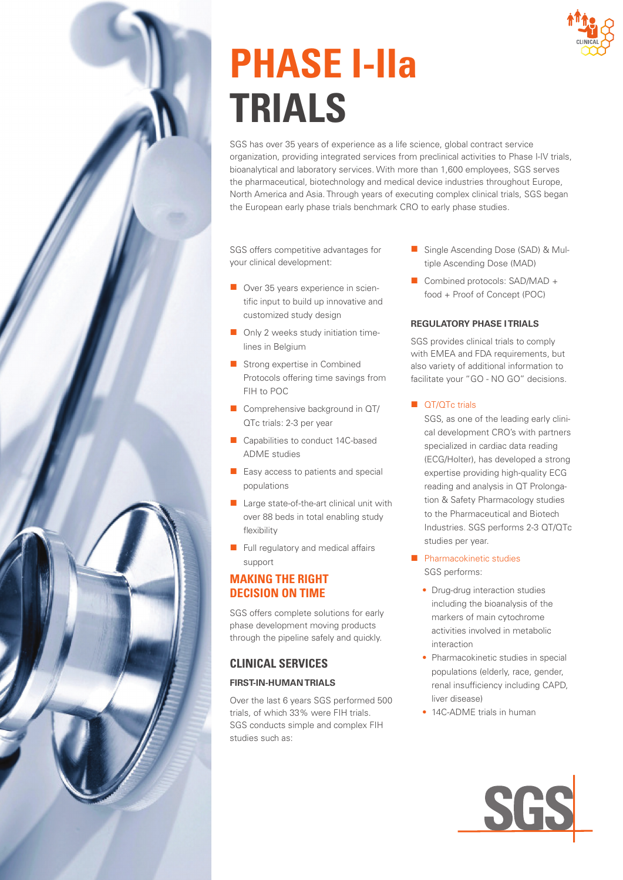# PHASE I-IIa TRIALS

SGS has over 35 years of experience as a life science, global contract service organization, providing integrated services from preclinical activities to Phase I-IV trials, bioanalytical and laboratory services. With more than 1,600 employees, SGS serves the pharmaceutical, biotechnology and medical device industries throughout Europe, North America and Asia. Through years of executing complex clinical trials, SGS began the European early phase trials benchmark CRO to early phase studies.

SGS offers competitive advantages for your clinical development:

- Over 35 years experience in scientific input to build up innovative and customized study design
- Only 2 weeks study initiation timelines in Belgium
- Strong expertise in Combined Protocols offering time savings from FIH to POC
- Comprehensive background in QT/QTc trials: 2-3 per year
- Capabilities to conduct 14C-based ADME studies
- Easy access to patients and special populations
- Large state-of-the-art clinical unit with over 88 beds in total enabling study flexibility
- Full regulatory and medical affairs support

## MAKING THE RIGHT DECISION ON TIME

SGS offers complete solutions for early phase development moving products through the pipeline safely and quickly.

## CLINICAL SERVICES

### FIRST-IN-HUMAN TRIALS

Over the last 6 years SGS performed 500 trials, of which 33% were FIH trials. SGS conducts simple and complex FIH studies such as:

- Single Ascending Dose (SAD) & Multiple Ascending Dose (MAD)
- Combined protocols: SAD/MAD + food + Proof of Concept (POC)

### REGULATORY PHASE I TRIALS

SGS provides clinical trials to comply with EMEA and FDA requirements, but also variety of additional information to facilitate your "GO - NO GO" decisions.

- QT/QTc trials

  SGS, as one of the leading early clinical development CRO's with partners specialized in cardiac data reading (ECG/Holter), has developed a strong expertise providing high-quality ECG reading and analysis in QT Prolongation & Safety Pharmacology studies to the Pharmaceutical and Biotech Industries. SGS performs 2-3 QT/QTc studies per year.

- Pharmacokinetic studies

  SGS performs:

  - Drug-drug interaction studies including the bioanalysis of the markers of main cytochrome activities involved in metabolic interaction
  - Pharmacokinetic studies in special populations (elderly, race, gender, renal insufficiency including CAPD, liver disease)
  - 14C-ADME trials in human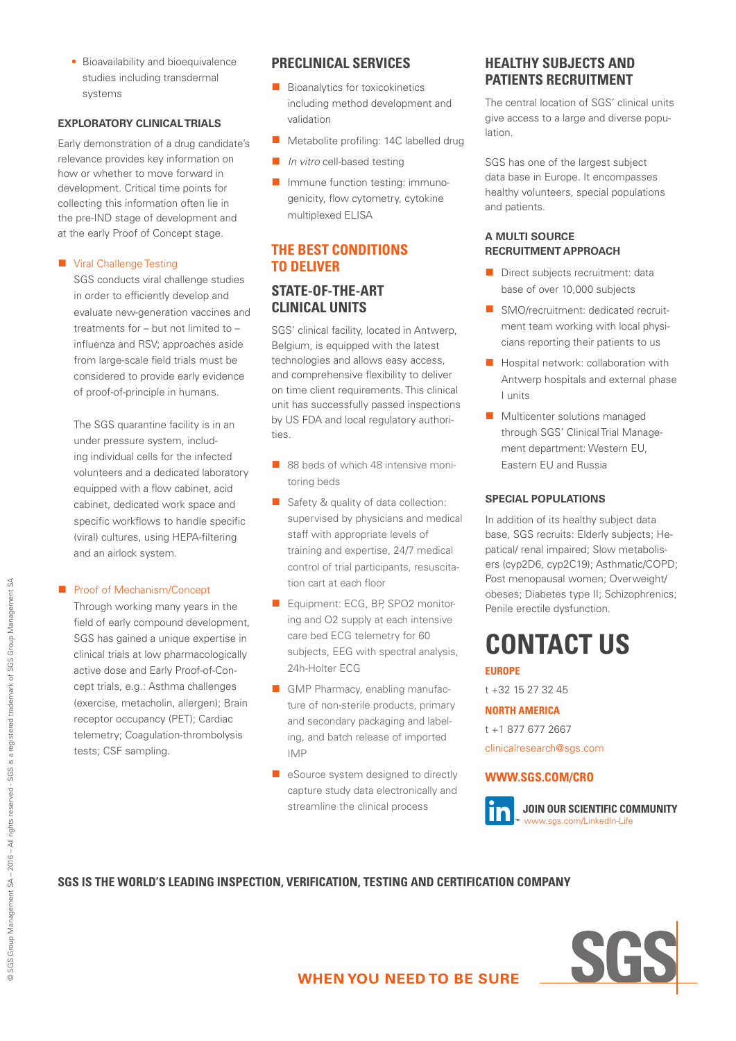- Bioavailability and bioequivalence studies including transdermal systems

### EXPLORATORY CLINICAL TRIALS

Early demonstration of a drug candidate's relevance provides key information on how or whether to move forward in development. Critical time points for collecting this information often lie in the pre-IND stage of development and at the early Proof of Concept stage.

- **Viral Challenge Testing**
  SGS conducts viral challenge studies in order to efficiently develop and evaluate new-generation vaccines and treatments for – but not limited to – influenza and RSV; approaches aside from large-scale field trials must be considered to provide early evidence of proof-of-principle in humans.

  The SGS quarantine facility is in an under pressure system, including individual cells for the infected volunteers and a dedicated laboratory equipped with a flow cabinet, acid cabinet, dedicated work space and specific workflows to handle specific (viral) cultures, using HEPA-filtering and an airlock system.

- **Proof of Mechanism/Concept**
  Through working many years in the field of early compound development, SGS has gained a unique expertise in clinical trials at low pharmacologically active dose and Early Proof-of-Concept trials, e.g.: Asthma challenges (exercise, metacholin, allergen); Brain receptor occupancy (PET); Cardiac telemetry; Coagulation-thrombolysis tests; CSF sampling.

## PRECLINICAL SERVICES

- Bioanalytics for toxicokinetics including method development and validation
- Metabolite profiling: 14C labelled drug
- *In vitro* cell-based testing
- Immune function testing: immunogenicity, flow cytometry, cytokine multiplexed ELISA

## THE BEST CONDITIONS TO DELIVER

## STATE-OF-THE-ART CLINICAL UNITS

SGS' clinical facility, located in Antwerp, Belgium, is equipped with the latest technologies and allows easy access, and comprehensive flexibility to deliver on time client requirements. This clinical unit has successfully passed inspections by US FDA and local regulatory authorities.

- 88 beds of which 48 intensive monitoring beds
- Safety & quality of data collection: supervised by physicians and medical staff with appropriate levels of training and expertise, 24/7 medical control of trial participants, resuscitation cart at each floor
- Equipment: ECG, BP, SPO2 monitoring and O2 supply at each intensive care bed ECG telemetry for 60 subjects, EEG with spectral analysis, 24h-Holter ECG
- GMP Pharmacy, enabling manufacture of non-sterile products, primary and secondary packaging and labeling, and batch release of imported IMP
- eSource system designed to directly capture study data electronically and streamline the clinical process

## HEALTHY SUBJECTS AND PATIENTS RECRUITMENT

The central location of SGS' clinical units give access to a large and diverse population.

SGS has one of the largest subject data base in Europe. It encompasses healthy volunteers, special populations and patients.

### A MULTI SOURCE RECRUITMENT APPROACH

- Direct subjects recruitment: data base of over 10,000 subjects
- SMO/recruitment: dedicated recruitment team working with local physicians reporting their patients to us
- Hospital network: collaboration with Antwerp hospitals and external phase I units
- Multicenter solutions managed through SGS' Clinical Trial Management department: Western EU, Eastern EU and Russia

### SPECIAL POPULATIONS

In addition of its healthy subject data base, SGS recruits: Elderly subjects; Hepatical/ renal impaired; Slow metabolisers (cyp2D6, cyp2C19); Asthmatic/COPD; Post menopausal women; Overweight/ obeses; Diabetes type II; Schizophrenics; Penile erectile dysfunction.

# CONTACT US

**EUROPE**

t +32 15 27 32 45

**NORTH AMERICA**

t +1 877 677 2667

clinicalresearch@sgs.com

**WWW.SGS.COM/CRO**

**JOIN OUR SCIENTIFIC COMMUNITY**
www.sgs.com/LinkedIn-Life

**SGS IS THE WORLD'S LEADING INSPECTION, VERIFICATION, TESTING AND CERTIFICATION COMPANY**

WHEN YOU NEED TO BE SURE

SGS

© SGS Group Management SA – 2016 – All rights reserved - SGS is a registered trademark of SGS Group Management SA